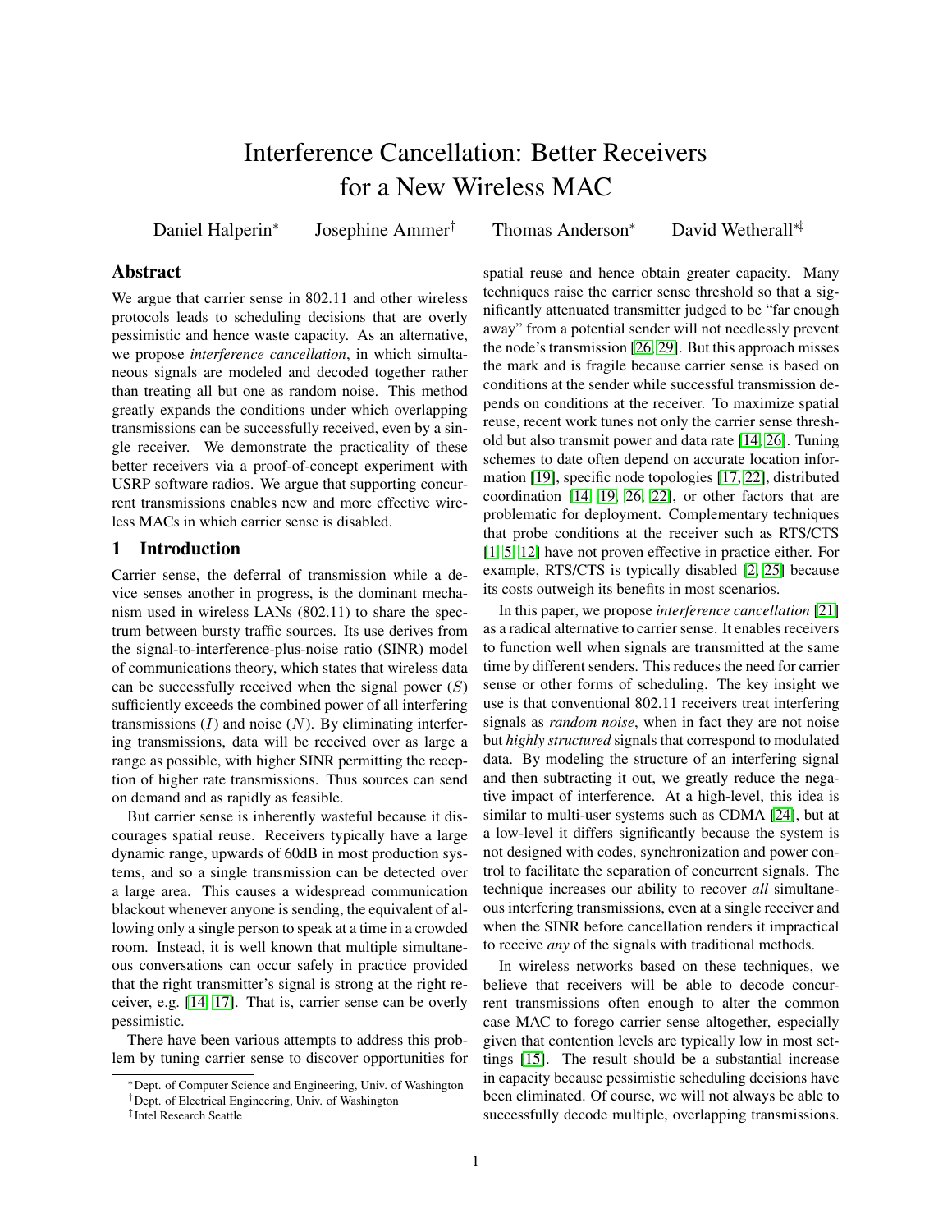# Interference Cancellation: Better Receivers for a New Wireless MAC

Daniel Halperin[*] Josephine Ammer[†] Thomas Anderson[*] David Wetherall[*‡]

## Abstract

We argue that carrier sense in 802.11 and other wireless protocols leads to scheduling decisions that are overly pessimistic and hence waste capacity. As an alternative, we propose *interference cancellation*, in which simultaneous signals are modeled and decoded together rather than treating all but one as random noise. This method greatly expands the conditions under which overlapping transmissions can be successfully received, even by a single receiver. We demonstrate the practicality of these better receivers via a proof-of-concept experiment with USRP software radios. We argue that supporting concurrent transmissions enables new and more effective wireless MACs in which carrier sense is disabled.

## 1 Introduction

Carrier sense, the deferral of transmission while a device senses another in progress, is the dominant mechanism used in wireless LANs (802.11) to share the spectrum between bursty traffic sources. Its use derives from the signal-to-interference-plus-noise ratio (SINR) model of communications theory, which states that wireless data can be successfully received when the signal power ($S$) sufficiently exceeds the combined power of all interfering transmissions ($I$) and noise ($N$). By eliminating interfering transmissions, data will be received over as large a range as possible, with higher SINR permitting the reception of higher rate transmissions. Thus sources can send on demand and as rapidly as feasible.

But carrier sense is inherently wasteful because it discourages spatial reuse. Receivers typically have a large dynamic range, upwards of 60dB in most production systems, and so a single transmission can be detected over a large area. This causes a widespread communication blackout whenever anyone is sending, the equivalent of allowing only a single person to speak at a time in a crowded room. Instead, it is well known that multiple simultaneous conversations can occur safely in practice provided that the right transmitter's signal is strong at the right receiver, e.g. [14, 17]. That is, carrier sense can be overly pessimistic.

There have been various attempts to address this problem by tuning carrier sense to discover opportunities for spatial reuse and hence obtain greater capacity. Many techniques raise the carrier sense threshold so that a significantly attenuated transmitter judged to be "far enough away" from a potential sender will not needlessly prevent the node's transmission [26, 29]. But this approach misses the mark and is fragile because carrier sense is based on conditions at the sender while successful transmission depends on conditions at the receiver. To maximize spatial reuse, recent work tunes not only the carrier sense threshold but also transmit power and data rate [14, 26]. Tuning schemes to date often depend on accurate location information [19], specific node topologies [17, 22], distributed coordination [14, 19, 26, 22], or other factors that are problematic for deployment. Complementary techniques that probe conditions at the receiver such as RTS/CTS [1, 5, 12] have not proven effective in practice either. For example, RTS/CTS is typically disabled [2, 25] because its costs outweigh its benefits in most scenarios.

In this paper, we propose *interference cancellation* [21] as a radical alternative to carrier sense. It enables receivers to function well when signals are transmitted at the same time by different senders. This reduces the need for carrier sense or other forms of scheduling. The key insight we use is that conventional 802.11 receivers treat interfering signals as *random noise*, when in fact they are not noise but *highly structured* signals that correspond to modulated data. By modeling the structure of an interfering signal and then subtracting it out, we greatly reduce the negative impact of interference. At a high-level, this idea is similar to multi-user systems such as CDMA [24], but at a low-level it differs significantly because the system is not designed with codes, synchronization and power control to facilitate the separation of concurrent signals. The technique increases our ability to recover *all* simultaneous interfering transmissions, even at a single receiver and when the SINR before cancellation renders it impractical to receive *any* of the signals with traditional methods.

In wireless networks based on these techniques, we believe that receivers will be able to decode concurrent transmissions often enough to alter the common case MAC to forego carrier sense altogether, especially given that contention levels are typically low in most settings [15]. The result should be a substantial increase in capacity because pessimistic scheduling decisions have been eliminated. Of course, we will not always be able to successfully decode multiple, overlapping transmissions.

[*]Dept. of Computer Science and Engineering, Univ. of Washington
[†]Dept. of Electrical Engineering, Univ. of Washington
[‡]Intel Research Seattle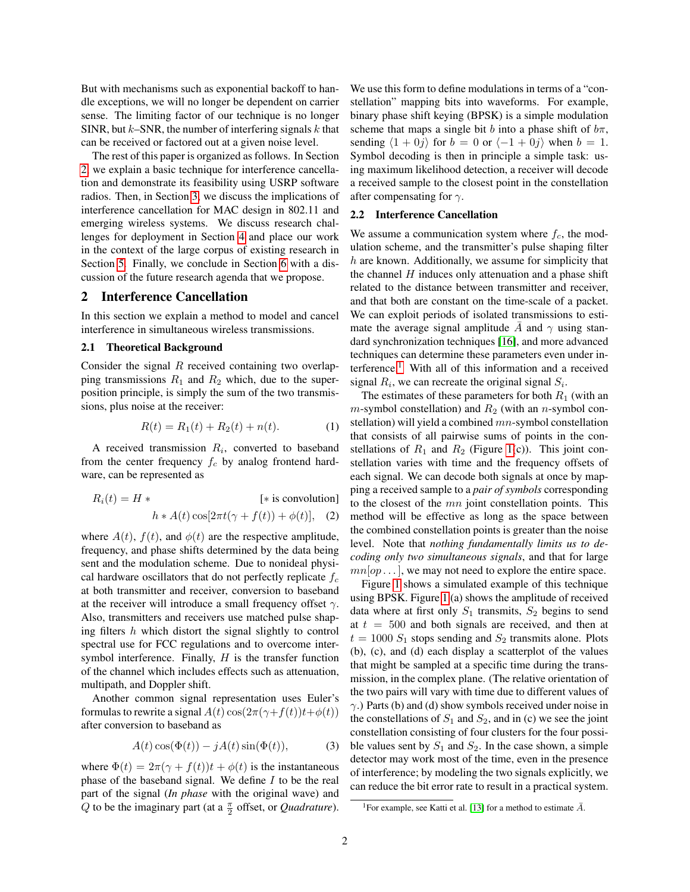But with mechanisms such as exponential backoff to handle exceptions, we will no longer be dependent on carrier sense. The limiting factor of our technique is no longer SINR, but $k$–SNR, the number of interfering signals $k$ that can be received or factored out at a given noise level.

The rest of this paper is organized as follows. In Section 2 we explain a basic technique for interference cancellation and demonstrate its feasibility using USRP software radios. Then, in Section 3, we discuss the implications of interference cancellation for MAC design in 802.11 and emerging wireless systems. We discuss research challenges for deployment in Section 4 and place our work in the context of the large corpus of existing research in Section 5. Finally, we conclude in Section 6 with a discussion of the future research agenda that we propose.

## 2 Interference Cancellation

In this section we explain a method to model and cancel interference in simultaneous wireless transmissions.

### 2.1 Theoretical Background

Consider the signal $R$ received containing two overlapping transmissions $R_1$ and $R_2$ which, due to the superposition principle, is simply the sum of the two transmissions, plus noise at the receiver:

$$R(t) = R_1(t) + R_2(t) + n(t). \tag{1}$$

A received transmission $R_i$, converted to baseband from the center frequency $f_c$ by analog frontend hardware, can be represented as

$$R_i(t) = H * \qquad [* \text{ is convolution}]$$
$$h * A(t)\cos[2\pi t(\gamma + f(t)) + \phi(t)], \tag{2}$$

where $A(t)$, $f(t)$, and $\phi(t)$ are the respective amplitude, frequency, and phase shifts determined by the data being sent and the modulation scheme. Due to nonideal physical hardware oscillators that do not perfectly replicate $f_c$ at both transmitter and receiver, conversion to baseband at the receiver will introduce a small frequency offset $\gamma$. Also, transmitters and receivers use matched pulse shaping filters $h$ which distort the signal slightly to control spectral use for FCC regulations and to overcome intersymbol interference. Finally, $H$ is the transfer function of the channel which includes effects such as attenuation, multipath, and Doppler shift.

Another common signal representation uses Euler's formulas to rewrite a signal $A(t)\cos(2\pi(\gamma+f(t))t+\phi(t))$ after conversion to baseband as

$$A(t)\cos(\Phi(t)) - jA(t)\sin(\Phi(t)), \tag{3}$$

where $\Phi(t) = 2\pi(\gamma + f(t))t + \phi(t)$ is the instantaneous phase of the baseband signal. We define $I$ to be the real part of the signal (*In phase* with the original wave) and $Q$ to be the imaginary part (at a $\frac{\pi}{2}$ offset, or *Quadrature*).

We use this form to define modulations in terms of a "constellation" mapping bits into waveforms. For example, binary phase shift keying (BPSK) is a simple modulation scheme that maps a single bit $b$ into a phase shift of $b\pi$, sending $\langle 1 + 0j\rangle$ for $b = 0$ or $\langle -1 + 0j\rangle$ when $b = 1$. Symbol decoding is then in principle a simple task: using maximum likelihood detection, a receiver will decode a received sample to the closest point in the constellation after compensating for $\gamma$.

### 2.2 Interference Cancellation

We assume a communication system where $f_c$, the modulation scheme, and the transmitter's pulse shaping filter $h$ are known. Additionally, we assume for simplicity that the channel $H$ induces only attenuation and a phase shift related to the distance between transmitter and receiver, and that both are constant on the time-scale of a packet. We can exploit periods of isolated transmissions to estimate the average signal amplitude $\bar{A}$ and $\gamma$ using standard synchronization techniques [16], and more advanced techniques can determine these parameters even under interference.[1] With all of this information and a received signal $R_i$, we can recreate the original signal $S_i$.

The estimates of these parameters for both $R_1$ (with an $m$-symbol constellation) and $R_2$ (with an $n$-symbol constellation) will yield a combined $mn$-symbol constellation that consists of all pairwise sums of points in the constellations of $R_1$ and $R_2$ (Figure 1(c)). This joint constellation varies with time and the frequency offsets of each signal. We can decode both signals at once by mapping a received sample to a *pair of symbols* corresponding to the closest of the $mn$ joint constellation points. This method will be effective as long as the space between the combined constellation points is greater than the noise level. Note that *nothing fundamentally limits us to decoding only two simultaneous signals*, and that for large $mn[op\ldots]$, we may not need to explore the entire space.

Figure 1 shows a simulated example of this technique using BPSK. Figure 1(a) shows the amplitude of received data where at first only $S_1$ transmits, $S_2$ begins to send at $t = 500$ and both signals are received, and then at $t = 1000$ $S_1$ stops sending and $S_2$ transmits alone. Plots (b), (c), and (d) each display a scatterplot of the values that might be sampled at a specific time during the transmission, in the complex plane. (The relative orientation of the two pairs will vary with time due to different values of $\gamma$.) Parts (b) and (d) show symbols received under noise in the constellations of $S_1$ and $S_2$, and in (c) we see the joint constellation consisting of four clusters for the four possible values sent by $S_1$ and $S_2$. In the case shown, a simple detector may work most of the time, even in the presence of interference; by modeling the two signals explicitly, we can reduce the bit error rate to result in a practical system.

[1] For example, see Katti et al. [13] for a method to estimate $\bar{A}$.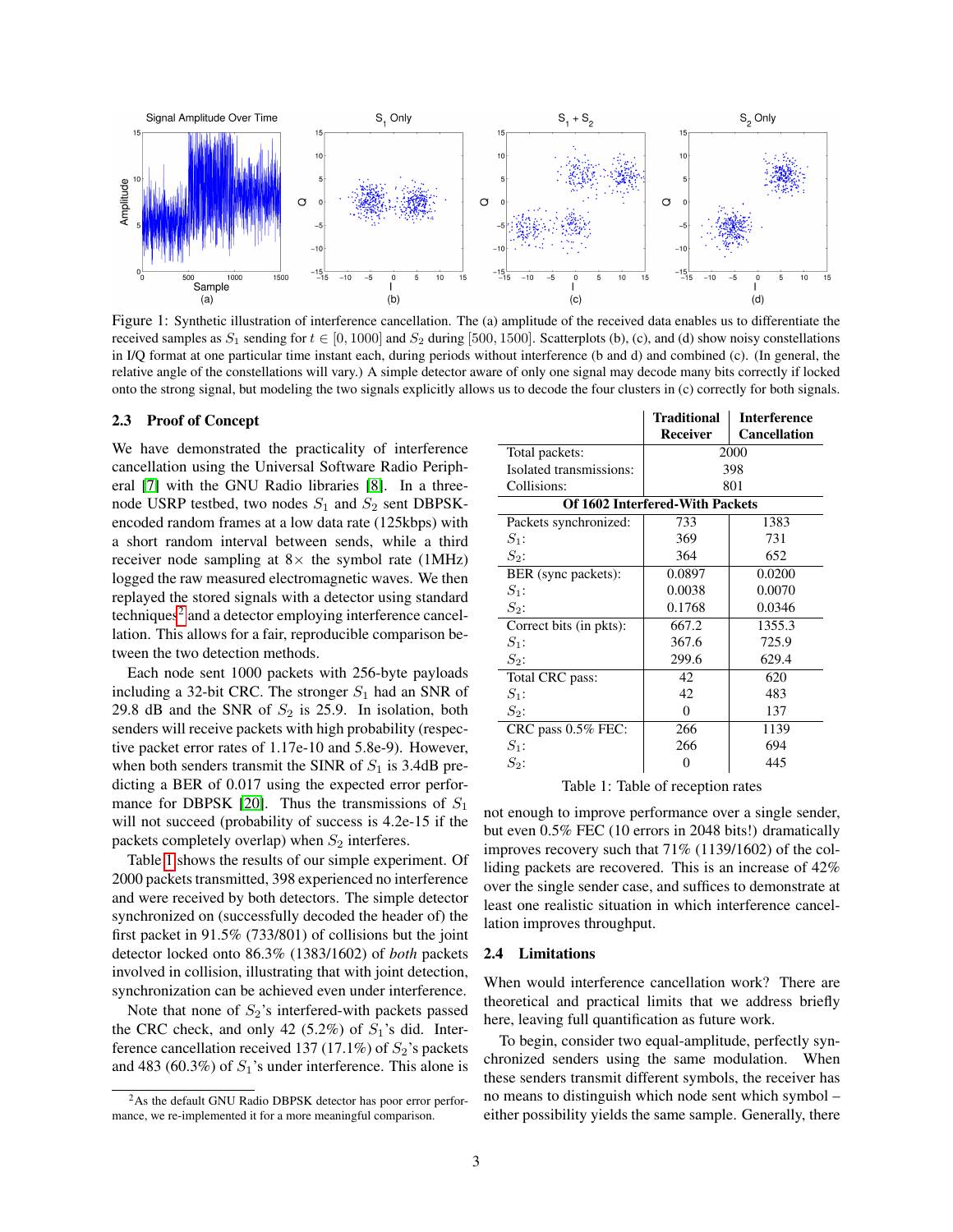Figure 1: Synthetic illustration of interference cancellation. The (a) amplitude of the received data enables us to differentiate the received samples as $S_1$ sending for $t \in [0, 1000]$ and $S_2$ during $[500, 1500]$. Scatterplots (b), (c), and (d) show noisy constellations in I/Q format at one particular time instant each, during periods without interference (b and d) and combined (c). (In general, the relative angle of the constellations will vary.) A simple detector aware of only one signal may decode many bits correctly if locked onto the strong signal, but modeling the two signals explicitly allows us to decode the four clusters in (c) correctly for both signals.

### 2.3 Proof of Concept

We have demonstrated the practicality of interference cancellation using the Universal Software Radio Peripheral [7] with the GNU Radio libraries [8]. In a three-node USRP testbed, two nodes $S_1$ and $S_2$ sent DBPSK-encoded random frames at a low data rate (125kbps) with a short random interval between sends, while a third receiver node sampling at 8× the symbol rate (1MHz) logged the raw measured electromagnetic waves. We then replayed the stored signals with a detector using standard techniques[2] and a detector employing interference cancellation. This allows for a fair, reproducible comparison between the two detection methods.

Each node sent 1000 packets with 256-byte payloads including a 32-bit CRC. The stronger $S_1$ had an SNR of 29.8 dB and the SNR of $S_2$ is 25.9. In isolation, both senders will receive packets with high probability (respective packet error rates of 1.17e-10 and 5.8e-9). However, when both senders transmit the SINR of $S_1$ is 3.4dB predicting a BER of 0.017 using the expected error performance for DBPSK [20]. Thus the transmissions of $S_1$ will not succeed (probability of success is 4.2e-15 if the packets completely overlap) when $S_2$ interferes.

Table 1 shows the results of our simple experiment. Of 2000 packets transmitted, 398 experienced no interference and were received by both detectors. The simple detector synchronized on (successfully decoded the header of) the first packet in 91.5% (733/801) of collisions but the joint detector locked onto 86.3% (1383/1602) of *both* packets involved in collision, illustrating that with joint detection, synchronization can be achieved even under interference.

Note that none of $S_2$'s interfered-with packets passed the CRC check, and only 42 (5.2%) of $S_1$'s did. Interference cancellation received 137 (17.1%) of $S_2$'s packets and 483 (60.3%) of $S_1$'s under interference. This alone is not enough to improve performance over a single sender, but even 0.5% FEC (10 errors in 2048 bits!) dramatically improves recovery such that 71% (1139/1602) of the colliding packets are recovered. This is an increase of 42% over the single sender case, and suffices to demonstrate at least one realistic situation in which interference cancellation improves throughput.

[2] As the default GNU Radio DBPSK detector has poor error performance, we re-implemented it for a more meaningful comparison.

| | **Traditional Receiver** | **Interference Cancellation** |
|---|---|---|
| Total packets: | 2000 | |
| Isolated transmissions: | 398 | |
| Collisions: | 801 | |
| **Of 1602 Interfered-With Packets** | | |
| Packets synchronized: | 733 | 1383 |
| $S_1$: | 369 | 731 |
| $S_2$: | 364 | 652 |
| BER (sync packets): | 0.0897 | 0.0200 |
| $S_1$: | 0.0038 | 0.0070 |
| $S_2$: | 0.1768 | 0.0346 |
| Correct bits (in pkts): | 667.2 | 1355.3 |
| $S_1$: | 367.6 | 725.9 |
| $S_2$: | 299.6 | 629.4 |
| Total CRC pass: | 42 | 620 |
| $S_1$: | 42 | 483 |
| $S_2$: | 0 | 137 |
| CRC pass 0.5% FEC: | 266 | 1139 |
| $S_1$: | 266 | 694 |
| $S_2$: | 0 | 445 |

Table 1: Table of reception rates

### 2.4 Limitations

When would interference cancellation work? There are theoretical and practical limits that we address briefly here, leaving full quantification as future work.

To begin, consider two equal-amplitude, perfectly synchronized senders using the same modulation. When these senders transmit different symbols, the receiver has no means to distinguish which node sent which symbol – either possibility yields the same sample. Generally, there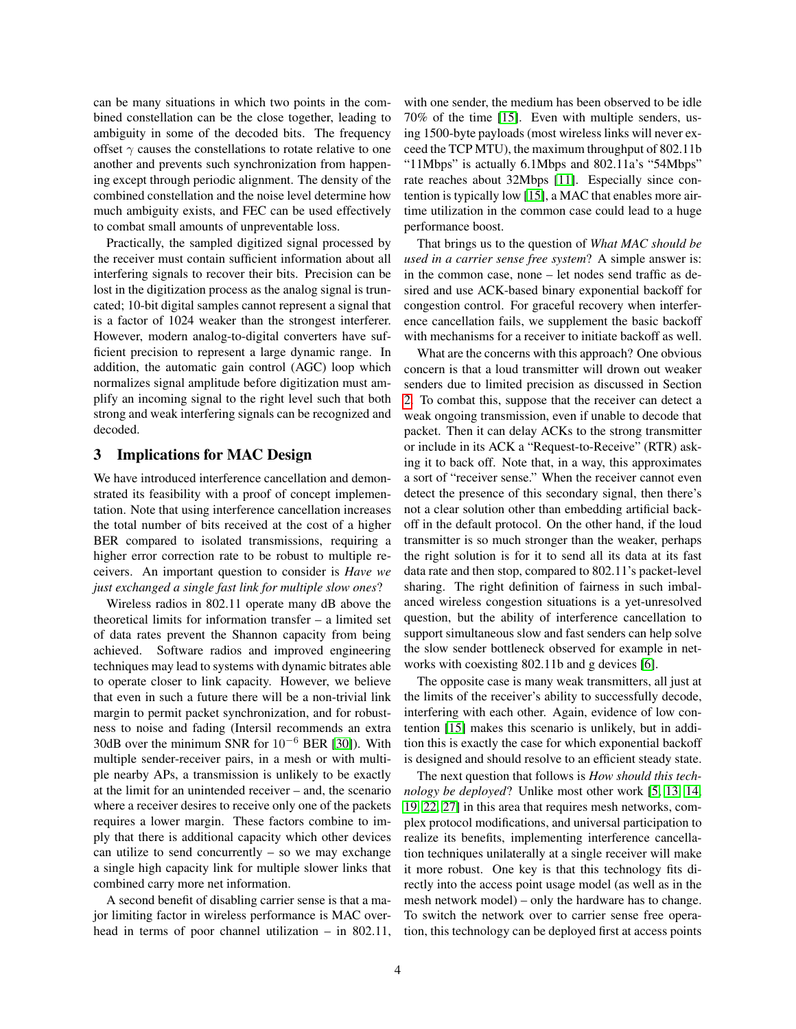can be many situations in which two points in the combined constellation can be the close together, leading to ambiguity in some of the decoded bits. The frequency offset $\gamma$ causes the constellations to rotate relative to one another and prevents such synchronization from happening except through periodic alignment. The density of the combined constellation and the noise level determine how much ambiguity exists, and FEC can be used effectively to combat small amounts of unpreventable loss.

Practically, the sampled digitized signal processed by the receiver must contain sufficient information about all interfering signals to recover their bits. Precision can be lost in the digitization process as the analog signal is truncated; 10-bit digital samples cannot represent a signal that is a factor of 1024 weaker than the strongest interferer. However, modern analog-to-digital converters have sufficient precision to represent a large dynamic range. In addition, the automatic gain control (AGC) loop which normalizes signal amplitude before digitization must amplify an incoming signal to the right level such that both strong and weak interfering signals can be recognized and decoded.

## 3 Implications for MAC Design

We have introduced interference cancellation and demonstrated its feasibility with a proof of concept implementation. Note that using interference cancellation increases the total number of bits received at the cost of a higher BER compared to isolated transmissions, requiring a higher error correction rate to be robust to multiple receivers. An important question to consider is *Have we just exchanged a single fast link for multiple slow ones*?

Wireless radios in 802.11 operate many dB above the theoretical limits for information transfer – a limited set of data rates prevent the Shannon capacity from being achieved. Software radios and improved engineering techniques may lead to systems with dynamic bitrates able to operate closer to link capacity. However, we believe that even in such a future there will be a non-trivial link margin to permit packet synchronization, and for robustness to noise and fading (Intersil recommends an extra 30dB over the minimum SNR for $10^{-6}$ BER [30]). With multiple sender-receiver pairs, in a mesh or with multiple nearby APs, a transmission is unlikely to be exactly at the limit for an unintended receiver – and, the scenario where a receiver desires to receive only one of the packets requires a lower margin. These factors combine to imply that there is additional capacity which other devices can utilize to send concurrently – so we may exchange a single high capacity link for multiple slower links that combined carry more net information.

A second benefit of disabling carrier sense is that a major limiting factor in wireless performance is MAC overhead in terms of poor channel utilization – in 802.11, with one sender, the medium has been observed to be idle 70% of the time [15]. Even with multiple senders, using 1500-byte payloads (most wireless links will never exceed the TCP MTU), the maximum throughput of 802.11b "11Mbps" is actually 6.1Mbps and 802.11a's "54Mbps" rate reaches about 32Mbps [11]. Especially since contention is typically low [15], a MAC that enables more airtime utilization in the common case could lead to a huge performance boost.

That brings us to the question of *What MAC should be used in a carrier sense free system*? A simple answer is: in the common case, none – let nodes send traffic as desired and use ACK-based binary exponential backoff for congestion control. For graceful recovery when interference cancellation fails, we supplement the basic backoff with mechanisms for a receiver to initiate backoff as well.

What are the concerns with this approach? One obvious concern is that a loud transmitter will drown out weaker senders due to limited precision as discussed in Section 2. To combat this, suppose that the receiver can detect a weak ongoing transmission, even if unable to decode that packet. Then it can delay ACKs to the strong transmitter or include in its ACK a "Request-to-Receive" (RTR) asking it to back off. Note that, in a way, this approximates a sort of "receiver sense." When the receiver cannot even detect the presence of this secondary signal, then there's not a clear solution other than embedding artificial backoff in the default protocol. On the other hand, if the loud transmitter is so much stronger than the weaker, perhaps the right solution is for it to send all its data at its fast data rate and then stop, compared to 802.11's packet-level sharing. The right definition of fairness in such imbalanced wireless congestion situations is a yet-unresolved question, but the ability of interference cancellation to support simultaneous slow and fast senders can help solve the slow sender bottleneck observed for example in networks with coexisting 802.11b and g devices [6].

The opposite case is many weak transmitters, all just at the limits of the receiver's ability to successfully decode, interfering with each other. Again, evidence of low contention [15] makes this scenario is unlikely, but in addition this is exactly the case for which exponential backoff is designed and should resolve to an efficient steady state.

The next question that follows is *How should this technology be deployed*? Unlike most other work [5, 13, 14, 19, 22, 27] in this area that requires mesh networks, complex protocol modifications, and universal participation to realize its benefits, implementing interference cancellation techniques unilaterally at a single receiver will make it more robust. One key is that this technology fits directly into the access point usage model (as well as in the mesh network model) – only the hardware has to change. To switch the network over to carrier sense free operation, this technology can be deployed first at access points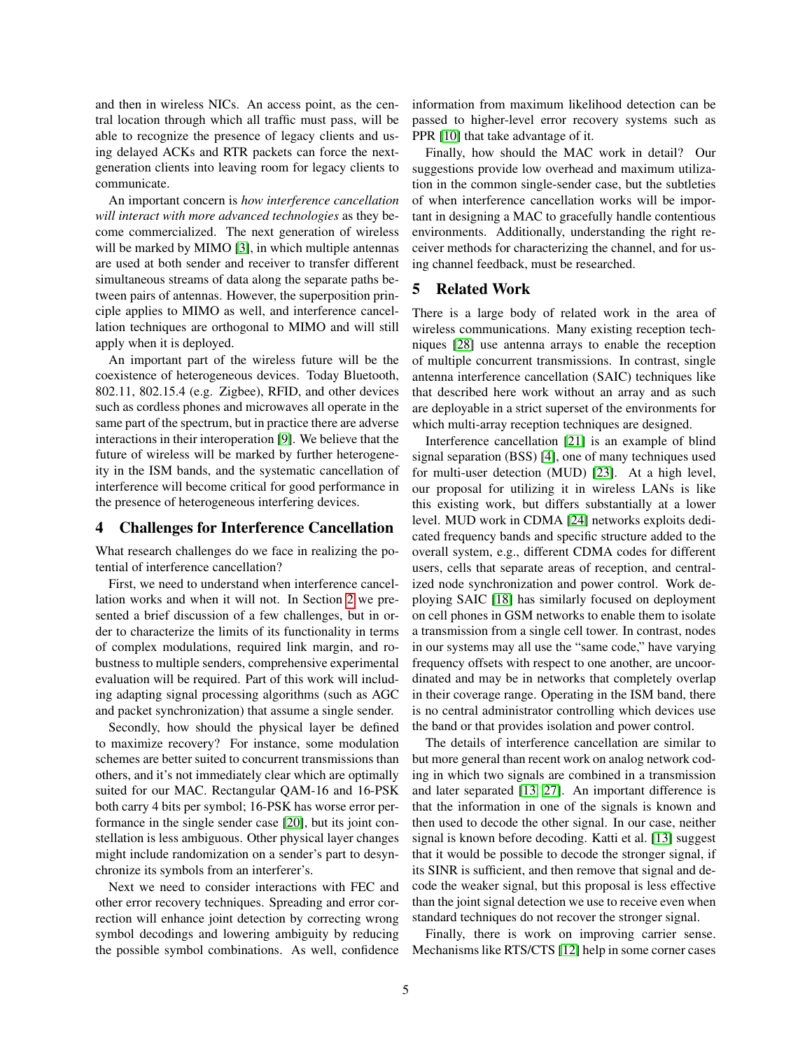and then in wireless NICs. An access point, as the central location through which all traffic must pass, will be able to recognize the presence of legacy clients and using delayed ACKs and RTR packets can force the next-generation clients into leaving room for legacy clients to communicate.

An important concern is *how interference cancellation will interact with more advanced technologies* as they become commercialized. The next generation of wireless will be marked by MIMO [3], in which multiple antennas are used at both sender and receiver to transfer different simultaneous streams of data along the separate paths between pairs of antennas. However, the superposition principle applies to MIMO as well, and interference cancellation techniques are orthogonal to MIMO and will still apply when it is deployed.

An important part of the wireless future will be the coexistence of heterogeneous devices. Today Bluetooth, 802.11, 802.15.4 (e.g. Zigbee), RFID, and other devices such as cordless phones and microwaves all operate in the same part of the spectrum, but in practice there are adverse interactions in their interoperation [9]. We believe that the future of wireless will be marked by further heterogeneity in the ISM bands, and the systematic cancellation of interference will become critical for good performance in the presence of heterogeneous interfering devices.

## 4 Challenges for Interference Cancellation

What research challenges do we face in realizing the potential of interference cancellation?

First, we need to understand when interference cancellation works and when it will not. In Section 2 we presented a brief discussion of a few challenges, but in order to characterize the limits of its functionality in terms of complex modulations, required link margin, and robustness to multiple senders, comprehensive experimental evaluation will be required. Part of this work will including adapting signal processing algorithms (such as AGC and packet synchronization) that assume a single sender.

Secondly, how should the physical layer be defined to maximize recovery? For instance, some modulation schemes are better suited to concurrent transmissions than others, and it's not immediately clear which are optimally suited for our MAC. Rectangular QAM-16 and 16-PSK both carry 4 bits per symbol; 16-PSK has worse error performance in the single sender case [20], but its joint constellation is less ambiguous. Other physical layer changes might include randomization on a sender's part to desynchronize its symbols from an interferer's.

Next we need to consider interactions with FEC and other error recovery techniques. Spreading and error correction will enhance joint detection by correcting wrong symbol decodings and lowering ambiguity by reducing the possible symbol combinations. As well, confidence information from maximum likelihood detection can be passed to higher-level error recovery systems such as PPR [10] that take advantage of it.

Finally, how should the MAC work in detail? Our suggestions provide low overhead and maximum utilization in the common single-sender case, but the subtleties of when interference cancellation works will be important in designing a MAC to gracefully handle contentious environments. Additionally, understanding the right receiver methods for characterizing the channel, and for using channel feedback, must be researched.

## 5 Related Work

There is a large body of related work in the area of wireless communications. Many existing reception techniques [28] use antenna arrays to enable the reception of multiple concurrent transmissions. In contrast, single antenna interference cancellation (SAIC) techniques like that described here work without an array and as such are deployable in a strict superset of the environments for which multi-array reception techniques are designed.

Interference cancellation [21] is an example of blind signal separation (BSS) [4], one of many techniques used for multi-user detection (MUD) [23]. At a high level, our proposal for utilizing it in wireless LANs is like this existing work, but differs substantially at a lower level. MUD work in CDMA [24] networks exploits dedicated frequency bands and specific structure added to the overall system, e.g., different CDMA codes for different users, cells that separate areas of reception, and centralized node synchronization and power control. Work deploying SAIC [18] has similarly focused on deployment on cell phones in GSM networks to enable them to isolate a transmission from a single cell tower. In contrast, nodes in our systems may all use the "same code," have varying frequency offsets with respect to one another, are uncoordinated and may be in networks that completely overlap in their coverage range. Operating in the ISM band, there is no central administrator controlling which devices use the band or that provides isolation and power control.

The details of interference cancellation are similar to but more general than recent work on analog network coding in which two signals are combined in a transmission and later separated [13, 27]. An important difference is that the information in one of the signals is known and then used to decode the other signal. In our case, neither signal is known before decoding. Katti et al. [13] suggest that it would be possible to decode the stronger signal, if its SINR is sufficient, and then remove that signal and decode the weaker signal, but this proposal is less effective than the joint signal detection we use to receive even when standard techniques do not recover the stronger signal.

Finally, there is work on improving carrier sense. Mechanisms like RTS/CTS [12] help in some corner cases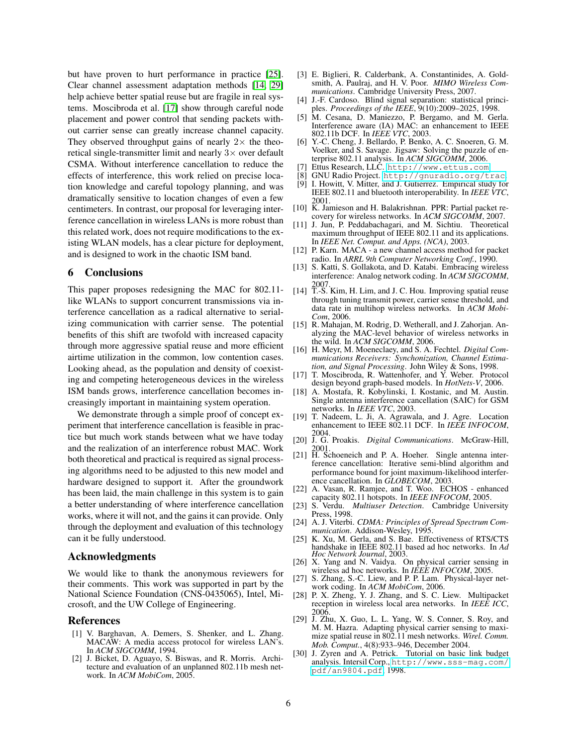but have proven to hurt performance in practice [25]. Clear channel assessment adaptation methods [14, 29] help achieve better spatial reuse but are fragile in real systems. Moscibroda et al. [17] show through careful node placement and power control that sending packets without carrier sense can greatly increase channel capacity. They observed throughput gains of nearly $2\times$ the theoretical single-transmitter limit and nearly $3\times$ over default CSMA. Without interference cancellation to reduce the effects of interference, this work relied on precise location knowledge and careful topology planning, and was dramatically sensitive to location changes of even a few centimeters. In contrast, our proposal for leveraging interference cancellation in wireless LANs is more robust than this related work, does not require modifications to the existing WLAN models, has a clear picture for deployment, and is designed to work in the chaotic ISM band.

## 6 Conclusions

This paper proposes redesigning the MAC for 802.11-like WLANs to support concurrent transmissions via interference cancellation as a radical alternative to serializing communication with carrier sense. The potential benefits of this shift are twofold with increased capacity through more aggressive spatial reuse and more efficient airtime utilization in the common, low contention cases. Looking ahead, as the population and density of coexisting and competing heterogeneous devices in the wireless ISM bands grows, interference cancellation becomes increasingly important in maintaining system operation.

We demonstrate through a simple proof of concept experiment that interference cancellation is feasible in practice but much work stands between what we have today and the realization of an interference robust MAC. Work both theoretical and practical is required as signal processing algorithms need to be adjusted to this new model and hardware designed to support it. After the groundwork has been laid, the main challenge in this system is to gain a better understanding of where interference cancellation works, where it will not, and the gains it can provide. Only through the deployment and evaluation of this technology can it be fully understood.

## Acknowledgments

We would like to thank the anonymous reviewers for their comments. This work was supported in part by the National Science Foundation (CNS-0435065), Intel, Microsoft, and the UW College of Engineering.

## References

[1] V. Barghavan, A. Demers, S. Shenker, and L. Zhang. MACAW: A media access protocol for wireless LAN's. In *ACM SIGCOMM*, 1994.

[2] J. Bicket, D. Aguayo, S. Biswas, and R. Morris. Architecture and evaluation of an unplanned 802.11b mesh network. In *ACM MobiCom*, 2005.

[3] E. Biglieri, R. Calderbank, A. Constantinides, A. Goldsmith, A. Paulraj, and H. V. Poor. *MIMO Wireless Communications*. Cambridge University Press, 2007.

[4] J.-F. Cardoso. Blind signal separation: statistical principles. *Proceedings of the IEEE*, 9(10):2009–2025, 1998.

[5] M. Cesana, D. Maniezzo, P. Bergamo, and M. Gerla. Interference aware (IA) MAC: an enhancement to IEEE 802.11b DCF. In *IEEE VTC*, 2003.

[6] Y.-C. Cheng, J. Bellardo, P. Benko, A. C. Snoeren, G. M. Voelker, and S. Savage. Jigsaw: Solving the puzzle of enterprise 802.11 analysis. In *ACM SIGCOMM*, 2006.

[7] Ettus Research, LLC. http://www.ettus.com.

[8] GNU Radio Project. http://gnuradio.org/trac.

[9] I. Howitt, V. Mitter, and J. Gutierrez. Empirical study for IEEE 802.11 and bluetooth interoperability. In *IEEE VTC*, 2001.

[10] K. Jamieson and H. Balakrishnan. PPR: Partial packet recovery for wireless networks. In *ACM SIGCOMM*, 2007.

[11] J. Jun, P. Peddabachagari, and M. Sichitiu. Theoretical maximum throughput of IEEE 802.11 and its applications. In *IEEE Net. Comput. and Apps. (NCA)*, 2003.

[12] P. Karn. MACA - a new channel access method for packet radio. In *ARRL 9th Computer Networking Conf.*, 1990.

[13] S. Katti, S. Gollakota, and D. Katabi. Embracing wireless interference: Analog network coding. In *ACM SIGCOMM*, 2007.

[14] T.-S. Kim, H. Lim, and J. C. Hou. Improving spatial reuse through tuning transmit power, carrier sense threshold, and data rate in multihop wireless networks. In *ACM MobiCom*, 2006.

[15] R. Mahajan, M. Rodrig, D. Wetherall, and J. Zahorjan. Analyzing the MAC-level behavior of wireless networks in the wild. In *ACM SIGCOMM*, 2006.

[16] H. Meyr, M. Moeneclaey, and S. A. Fechtel. *Digital Communications Receivers: Synchonization, Channel Estimation, and Signal Processing*. John Wiley & Sons, 1998.

[17] T. Moscibroda, R. Wattenhofer, and Y. Weber. Protocol design beyond graph-based models. In *HotNets-V*, 2006.

[18] A. Mostafa, R. Kobylinski, I. Kostanic, and M. Austin. Single antenna interference cancellation (SAIC) for GSM networks. In *IEEE VTC*, 2003.

[19] T. Nadeem, L. Ji, A. Agrawala, and J. Agre. Location enhancement to IEEE 802.11 DCF. In *IEEE INFOCOM*, 2004.

[20] J. G. Proakis. *Digital Communications*. McGraw-Hill, 2001.

[21] H. Schoeneich and P. A. Hoeher. Single antenna interference cancellation: Iterative semi-blind algorithm and performance bound for joint maximum-likelihood interference cancellation. In *GLOBECOM*, 2003.

[22] A. Vasan, R. Ramjee, and T. Woo. ECHOS - enhanced capacity 802.11 hotspots. In *IEEE INFOCOM*, 2005.

[23] S. Verdu. *Multiuser Detection*. Cambridge University Press, 1998.

[24] A. J. Viterbi. *CDMA: Principles of Spread Spectrum Communication*. Addison-Wesley, 1995.

[25] K. Xu, M. Gerla, and S. Bae. Effectiveness of RTS/CTS handshake in IEEE 802.11 based ad hoc networks. In *Ad Hoc Network Journal*, 2003.

[26] X. Yang and N. Vaidya. On physical carrier sensing in wireless ad hoc networks. In *IEEE INFOCOM*, 2005.

[27] S. Zhang, S.-C. Liew, and P. P. Lam. Physical-layer network coding. In *ACM MobiCom*, 2006.

[28] P. X. Zheng, Y. J. Zhang, and S. C. Liew. Multipacket reception in wireless local area networks. In *IEEE ICC*, 2006.

[29] J. Zhu, X. Guo, L. L. Yang, W. S. Conner, S. Roy, and M. M. Hazra. Adapting physical carrier sensing to maximize spatial reuse in 802.11 mesh networks. *Wirel. Comm. Mob. Comput.*, 4(8):933–946, December 2004.

[30] J. Zyren and A. Petrick. Tutorial on basic link budget analysis. Intersil Corp., http://www.sss-mag.com/pdf/an9804.pdf, 1998.